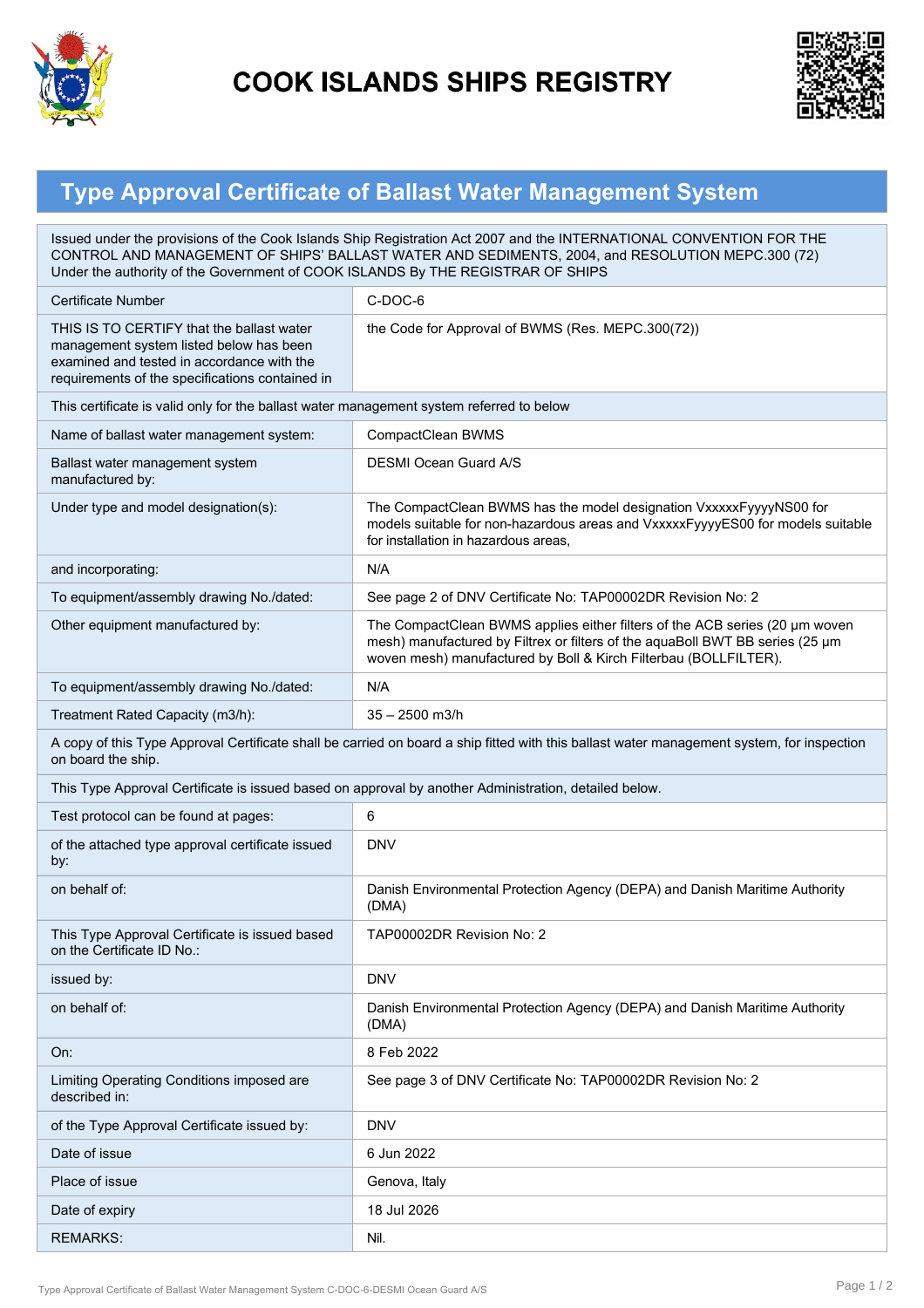# COOK ISLANDS SHIPS REGISTRY

## Type Approval Certificate of Ballast Water Management System

| Issued under the provisions of the Cook Islands Ship Registration Act 2007 and the INTERNATIONAL CONVENTION FOR THE CONTROL AND MANAGEMENT OF SHIPS' BALLAST WATER AND SEDIMENTS, 2004, and RESOLUTION MEPC.300 (72) Under the authority of the Government of COOK ISLANDS By THE REGISTRAR OF SHIPS | |
|---|---|
| Certificate Number | C-DOC-6 |
| THIS IS TO CERTIFY that the ballast water management system listed below has been examined and tested in accordance with the requirements of the specifications contained in | the Code for Approval of BWMS (Res. MEPC.300(72)) |
| This certificate is valid only for the ballast water management system referred to below | |
| Name of ballast water management system: | CompactClean BWMS |
| Ballast water management system manufactured by: | DESMI Ocean Guard A/S |
| Under type and model designation(s): | The CompactClean BWMS has the model designation VxxxxxFyyyyNS00 for models suitable for non-hazardous areas and VxxxxxFyyyyES00 for models suitable for installation in hazardous areas, |
| and incorporating: | N/A |
| To equipment/assembly drawing No./dated: | See page 2 of DNV Certificate No: TAP00002DR Revision No: 2 |
| Other equipment manufactured by: | The CompactClean BWMS applies either filters of the ACB series (20 µm woven mesh) manufactured by Filtrex or filters of the aquaBoll BWT BB series (25 µm woven mesh) manufactured by Boll & Kirch Filterbau (BOLLFILTER). |
| To equipment/assembly drawing No./dated: | N/A |
| Treatment Rated Capacity (m3/h): | 35 – 2500 m3/h |
| A copy of this Type Approval Certificate shall be carried on board a ship fitted with this ballast water management system, for inspection on board the ship. | |
| This Type Approval Certificate is issued based on approval by another Administration, detailed below. | |
| Test protocol can be found at pages: | 6 |
| of the attached type approval certificate issued by: | DNV |
| on behalf of: | Danish Environmental Protection Agency (DEPA) and Danish Maritime Authority (DMA) |
| This Type Approval Certificate is issued based on the Certificate ID No.: | TAP00002DR Revision No: 2 |
| issued by: | DNV |
| on behalf of: | Danish Environmental Protection Agency (DEPA) and Danish Maritime Authority (DMA) |
| On: | 8 Feb 2022 |
| Limiting Operating Conditions imposed are described in: | See page 3 of DNV Certificate No: TAP00002DR Revision No: 2 |
| of the Type Approval Certificate issued by: | DNV |
| Date of issue | 6 Jun 2022 |
| Place of issue | Genova, Italy |
| Date of expiry | 18 Jul 2026 |
| REMARKS: | Nil. |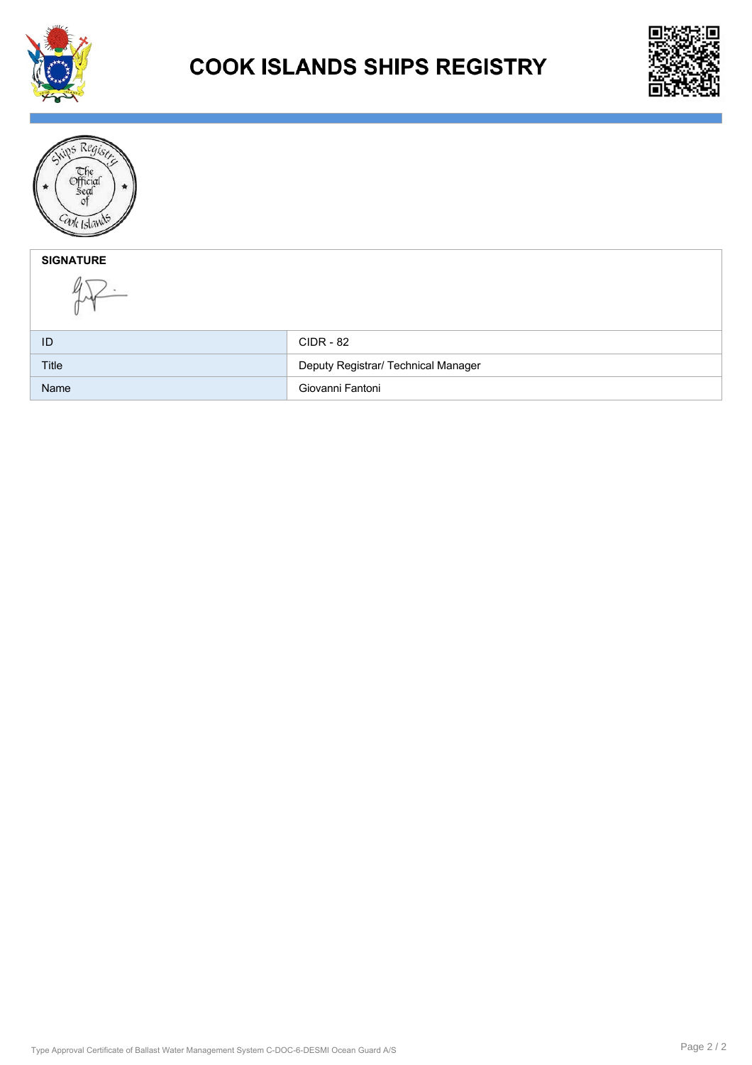# COOK ISLANDS SHIPS REGISTRY

**SIGNATURE**

| | |
|---|---|
| ID | CIDR - 82 |
| Title | Deputy Registrar/ Technical Manager |
| Name | Giovanni Fantoni |